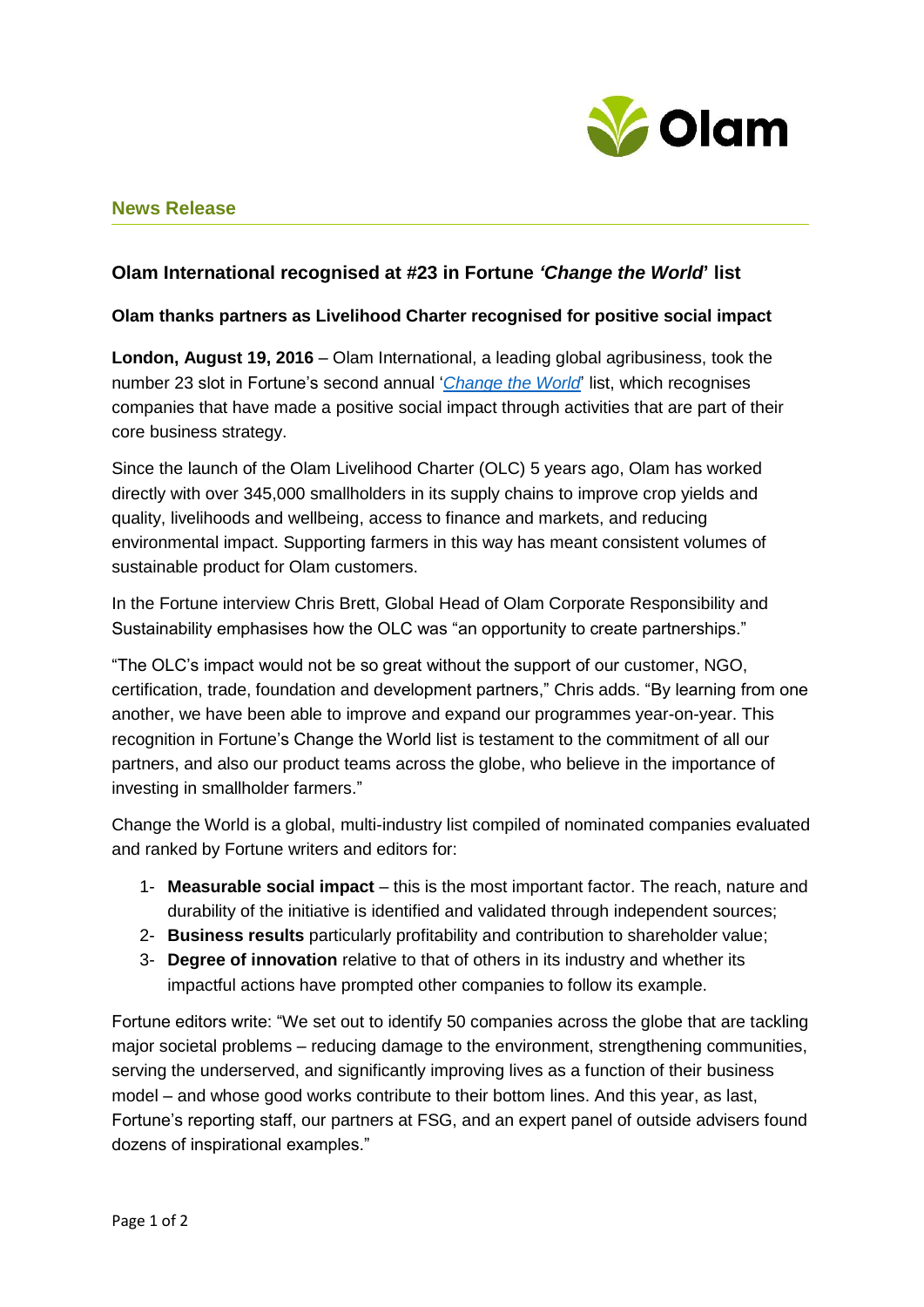Olam

**News Release**

## Olam International recognised at #23 in Fortune *'Change the World'* list

### Olam thanks partners as Livelihood Charter recognised for positive social impact

**London, August 19, 2016** – Olam International, a leading global agribusiness, took the number 23 slot in Fortune's second annual '*Change the World*' list, which recognises companies that have made a positive social impact through activities that are part of their core business strategy.

Since the launch of the Olam Livelihood Charter (OLC) 5 years ago, Olam has worked directly with over 345,000 smallholders in its supply chains to improve crop yields and quality, livelihoods and wellbeing, access to finance and markets, and reducing environmental impact. Supporting farmers in this way has meant consistent volumes of sustainable product for Olam customers.

In the Fortune interview Chris Brett, Global Head of Olam Corporate Responsibility and Sustainability emphasises how the OLC was "an opportunity to create partnerships."

"The OLC's impact would not be so great without the support of our customer, NGO, certification, trade, foundation and development partners," Chris adds. "By learning from one another, we have been able to improve and expand our programmes year-on-year. This recognition in Fortune's Change the World list is testament to the commitment of all our partners, and also our product teams across the globe, who believe in the importance of investing in smallholder farmers."

Change the World is a global, multi-industry list compiled of nominated companies evaluated and ranked by Fortune writers and editors for:

1- **Measurable social impact** – this is the most important factor. The reach, nature and durability of the initiative is identified and validated through independent sources;
2- **Business results** particularly profitability and contribution to shareholder value;
3- **Degree of innovation** relative to that of others in its industry and whether its impactful actions have prompted other companies to follow its example.

Fortune editors write: "We set out to identify 50 companies across the globe that are tackling major societal problems – reducing damage to the environment, strengthening communities, serving the underserved, and significantly improving lives as a function of their business model – and whose good works contribute to their bottom lines. And this year, as last, Fortune's reporting staff, our partners at FSG, and an expert panel of outside advisers found dozens of inspirational examples."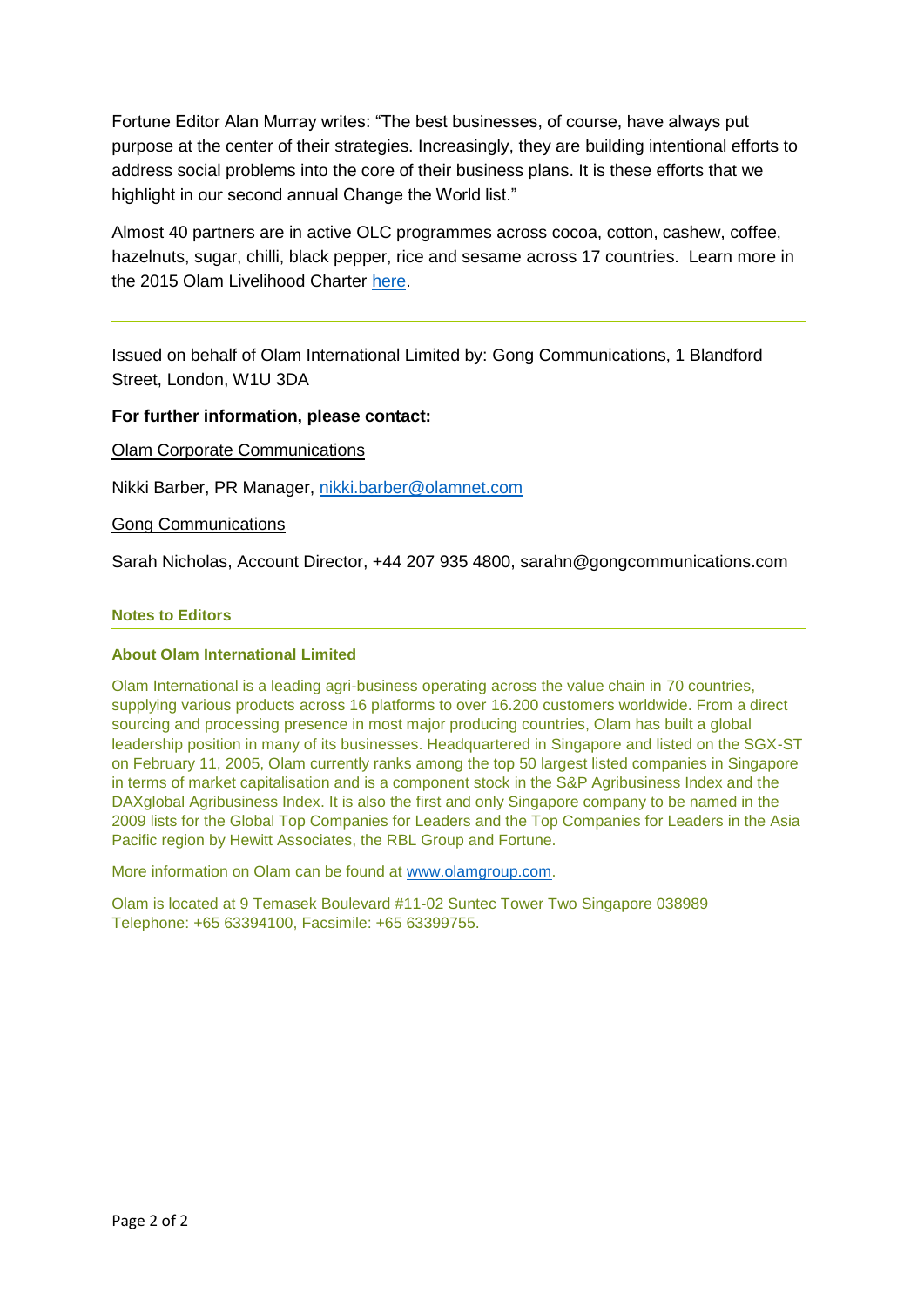Fortune Editor Alan Murray writes: "The best businesses, of course, have always put purpose at the center of their strategies. Increasingly, they are building intentional efforts to address social problems into the core of their business plans. It is these efforts that we highlight in our second annual Change the World list."

Almost 40 partners are in active OLC programmes across cocoa, cotton, cashew, coffee, hazelnuts, sugar, chilli, black pepper, rice and sesame across 17 countries. Learn more in the 2015 Olam Livelihood Charter here.

---

Issued on behalf of Olam International Limited by: Gong Communications, 1 Blandford Street, London, W1U 3DA

**For further information, please contact:**

Olam Corporate Communications

Nikki Barber, PR Manager, nikki.barber@olamnet.com

Gong Communications

Sarah Nicholas, Account Director, +44 207 935 4800, sarahn@gongcommunications.com

### Notes to Editors

#### About Olam International Limited

Olam International is a leading agri-business operating across the value chain in 70 countries, supplying various products across 16 platforms to over 16.200 customers worldwide. From a direct sourcing and processing presence in most major producing countries, Olam has built a global leadership position in many of its businesses. Headquartered in Singapore and listed on the SGX-ST on February 11, 2005, Olam currently ranks among the top 50 largest listed companies in Singapore in terms of market capitalisation and is a component stock in the S&P Agribusiness Index and the DAXglobal Agribusiness Index. It is also the first and only Singapore company to be named in the 2009 lists for the Global Top Companies for Leaders and the Top Companies for Leaders in the Asia Pacific region by Hewitt Associates, the RBL Group and Fortune.

More information on Olam can be found at www.olamgroup.com.

Olam is located at 9 Temasek Boulevard #11-02 Suntec Tower Two Singapore 038989
Telephone: +65 63394100, Facsimile: +65 63399755.